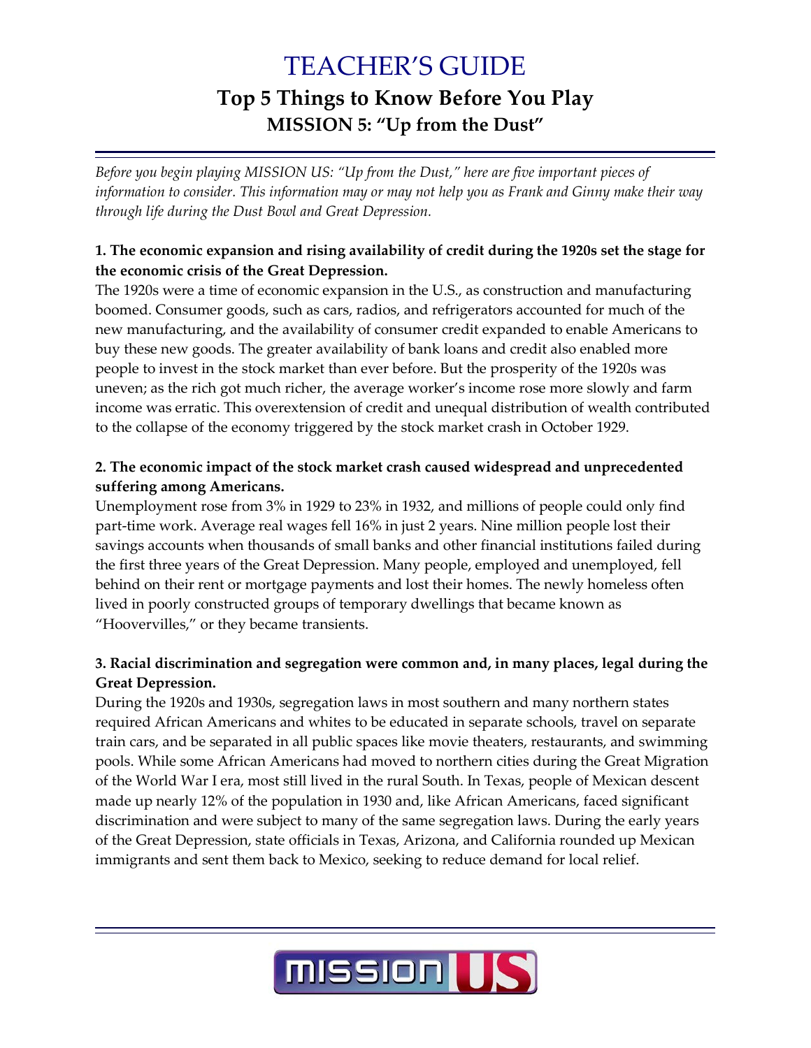# TEACHER'S GUIDE

## Top 5 Things to Know Before You Play

### MISSION 5: "Up from the Dust"

*Before you begin playing MISSION US: "Up from the Dust," here are five important pieces of information to consider. This information may or may not help you as Frank and Ginny make their way through life during the Dust Bowl and Great Depression.*

**1. The economic expansion and rising availability of credit during the 1920s set the stage for the economic crisis of the Great Depression.**

The 1920s were a time of economic expansion in the U.S., as construction and manufacturing boomed. Consumer goods, such as cars, radios, and refrigerators accounted for much of the new manufacturing, and the availability of consumer credit expanded to enable Americans to buy these new goods. The greater availability of bank loans and credit also enabled more people to invest in the stock market than ever before. But the prosperity of the 1920s was uneven; as the rich got much richer, the average worker's income rose more slowly and farm income was erratic. This overextension of credit and unequal distribution of wealth contributed to the collapse of the economy triggered by the stock market crash in October 1929.

**2. The economic impact of the stock market crash caused widespread and unprecedented suffering among Americans.**

Unemployment rose from 3% in 1929 to 23% in 1932, and millions of people could only find part-time work. Average real wages fell 16% in just 2 years. Nine million people lost their savings accounts when thousands of small banks and other financial institutions failed during the first three years of the Great Depression. Many people, employed and unemployed, fell behind on their rent or mortgage payments and lost their homes. The newly homeless often lived in poorly constructed groups of temporary dwellings that became known as "Hoovervilles," or they became transients.

**3. Racial discrimination and segregation were common and, in many places, legal during the Great Depression.**

During the 1920s and 1930s, segregation laws in most southern and many northern states required African Americans and whites to be educated in separate schools, travel on separate train cars, and be separated in all public spaces like movie theaters, restaurants, and swimming pools. While some African Americans had moved to northern cities during the Great Migration of the World War I era, most still lived in the rural South. In Texas, people of Mexican descent made up nearly 12% of the population in 1930 and, like African Americans, faced significant discrimination and were subject to many of the same segregation laws. During the early years of the Great Depression, state officials in Texas, Arizona, and California rounded up Mexican immigrants and sent them back to Mexico, seeking to reduce demand for local relief.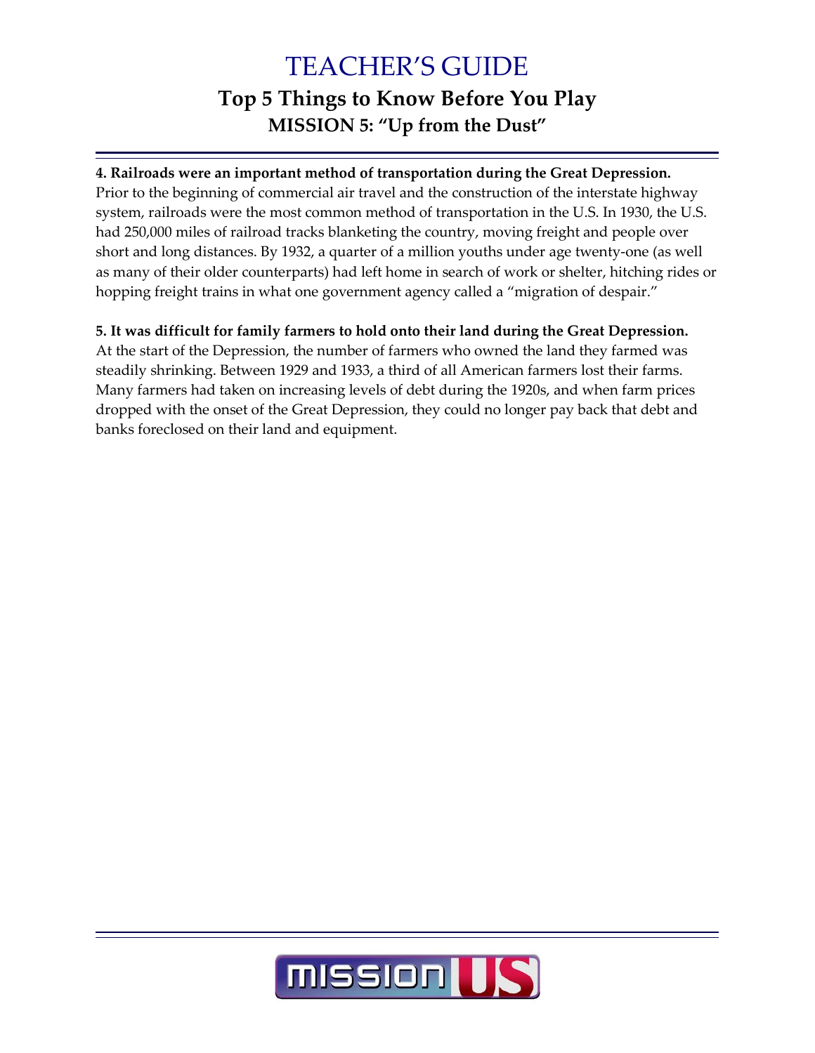# TEACHER'S GUIDE

## Top 5 Things to Know Before You Play

### MISSION 5: "Up from the Dust"

**4. Railroads were an important method of transportation during the Great Depression.** Prior to the beginning of commercial air travel and the construction of the interstate highway system, railroads were the most common method of transportation in the U.S. In 1930, the U.S. had 250,000 miles of railroad tracks blanketing the country, moving freight and people over short and long distances. By 1932, a quarter of a million youths under age twenty-one (as well as many of their older counterparts) had left home in search of work or shelter, hitching rides or hopping freight trains in what one government agency called a "migration of despair."

**5. It was difficult for family farmers to hold onto their land during the Great Depression.** At the start of the Depression, the number of farmers who owned the land they farmed was steadily shrinking. Between 1929 and 1933, a third of all American farmers lost their farms. Many farmers had taken on increasing levels of debt during the 1920s, and when farm prices dropped with the onset of the Great Depression, they could no longer pay back that debt and banks foreclosed on their land and equipment.